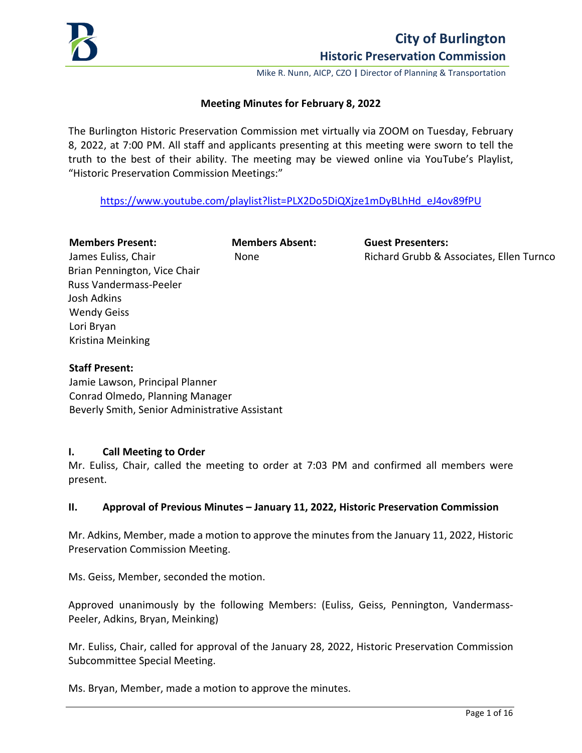# City of Burlington

## Historic Preservation Commission

Mike R. Nunn, AICP, CZO | Director of Planning & Transportation

**Meeting Minutes for February 8, 2022**

The Burlington Historic Preservation Commission met virtually via ZOOM on Tuesday, February 8, 2022, at 7:00 PM. All staff and applicants presenting at this meeting were sworn to tell the truth to the best of their ability. The meeting may be viewed online via YouTube's Playlist, "Historic Preservation Commission Meetings:"

https://www.youtube.com/playlist?list=PLX2Do5DiQXjze1mDyBLhHd_eJ4ov89fPU

**Members Present:**
James Euliss, Chair
Brian Pennington, Vice Chair
Russ Vandermass-Peeler
Josh Adkins
Wendy Geiss
Lori Bryan
Kristina Meinking

**Members Absent:**
None

**Guest Presenters:**
Richard Grubb & Associates, Ellen Turnco

**Staff Present:**
Jamie Lawson, Principal Planner
Conrad Olmedo, Planning Manager
Beverly Smith, Senior Administrative Assistant

### I. Call Meeting to Order

Mr. Euliss, Chair, called the meeting to order at 7:03 PM and confirmed all members were present.

### II. Approval of Previous Minutes – January 11, 2022, Historic Preservation Commission

Mr. Adkins, Member, made a motion to approve the minutes from the January 11, 2022, Historic Preservation Commission Meeting.

Ms. Geiss, Member, seconded the motion.

Approved unanimously by the following Members: (Euliss, Geiss, Pennington, Vandermass-Peeler, Adkins, Bryan, Meinking)

Mr. Euliss, Chair, called for approval of the January 28, 2022, Historic Preservation Commission Subcommittee Special Meeting.

Ms. Bryan, Member, made a motion to approve the minutes.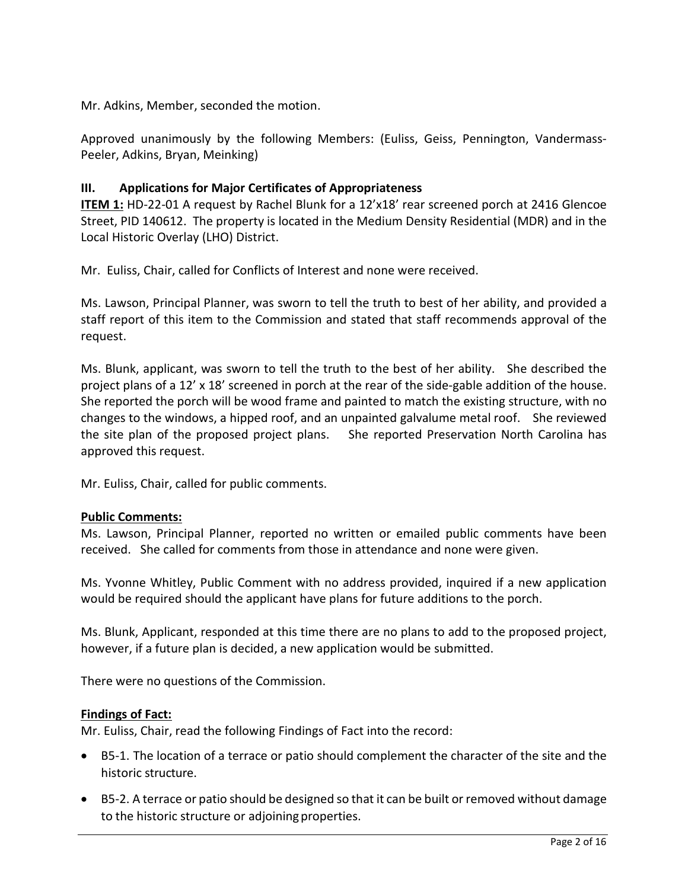Mr. Adkins, Member, seconded the motion.

Approved unanimously by the following Members: (Euliss, Geiss, Pennington, Vandermass-Peeler, Adkins, Bryan, Meinking)

### III. Applications for Major Certificates of Appropriateness

**ITEM 1:** HD-22-01 A request by Rachel Blunk for a 12'x18' rear screened porch at 2416 Glencoe Street, PID 140612. The property is located in the Medium Density Residential (MDR) and in the Local Historic Overlay (LHO) District.

Mr. Euliss, Chair, called for Conflicts of Interest and none were received.

Ms. Lawson, Principal Planner, was sworn to tell the truth to best of her ability, and provided a staff report of this item to the Commission and stated that staff recommends approval of the request.

Ms. Blunk, applicant, was sworn to tell the truth to the best of her ability. She described the project plans of a 12' x 18' screened in porch at the rear of the side-gable addition of the house. She reported the porch will be wood frame and painted to match the existing structure, with no changes to the windows, a hipped roof, and an unpainted galvalume metal roof. She reviewed the site plan of the proposed project plans. She reported Preservation North Carolina has approved this request.

Mr. Euliss, Chair, called for public comments.

**Public Comments:**

Ms. Lawson, Principal Planner, reported no written or emailed public comments have been received. She called for comments from those in attendance and none were given.

Ms. Yvonne Whitley, Public Comment with no address provided, inquired if a new application would be required should the applicant have plans for future additions to the porch.

Ms. Blunk, Applicant, responded at this time there are no plans to add to the proposed project, however, if a future plan is decided, a new application would be submitted.

There were no questions of the Commission.

**Findings of Fact:**

Mr. Euliss, Chair, read the following Findings of Fact into the record:

- B5-1. The location of a terrace or patio should complement the character of the site and the historic structure.
- B5-2. A terrace or patio should be designed so that it can be built or removed without damage to the historic structure or adjoining properties.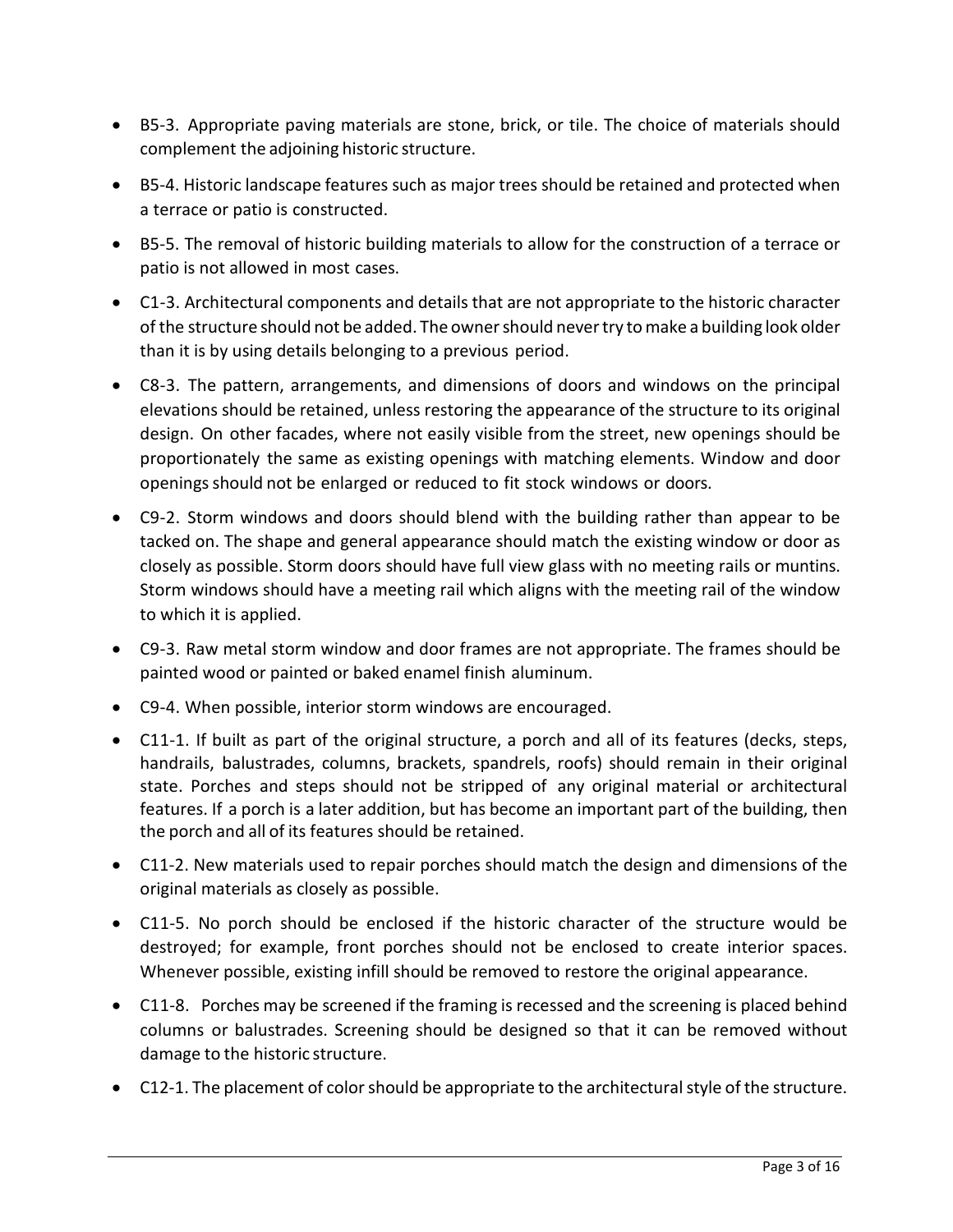- B5-3. Appropriate paving materials are stone, brick, or tile. The choice of materials should complement the adjoining historic structure.
- B5-4. Historic landscape features such as major trees should be retained and protected when a terrace or patio is constructed.
- B5-5. The removal of historic building materials to allow for the construction of a terrace or patio is not allowed in most cases.
- C1-3. Architectural components and details that are not appropriate to the historic character of the structure should not be added. The owner should never try to make a building look older than it is by using details belonging to a previous period.
- C8-3. The pattern, arrangements, and dimensions of doors and windows on the principal elevations should be retained, unless restoring the appearance of the structure to its original design. On other facades, where not easily visible from the street, new openings should be proportionately the same as existing openings with matching elements. Window and door openings should not be enlarged or reduced to fit stock windows or doors.
- C9-2. Storm windows and doors should blend with the building rather than appear to be tacked on. The shape and general appearance should match the existing window or door as closely as possible. Storm doors should have full view glass with no meeting rails or muntins. Storm windows should have a meeting rail which aligns with the meeting rail of the window to which it is applied.
- C9-3. Raw metal storm window and door frames are not appropriate. The frames should be painted wood or painted or baked enamel finish aluminum.
- C9-4. When possible, interior storm windows are encouraged.
- C11-1. If built as part of the original structure, a porch and all of its features (decks, steps, handrails, balustrades, columns, brackets, spandrels, roofs) should remain in their original state. Porches and steps should not be stripped of any original material or architectural features. If a porch is a later addition, but has become an important part of the building, then the porch and all of its features should be retained.
- C11-2. New materials used to repair porches should match the design and dimensions of the original materials as closely as possible.
- C11-5. No porch should be enclosed if the historic character of the structure would be destroyed; for example, front porches should not be enclosed to create interior spaces. Whenever possible, existing infill should be removed to restore the original appearance.
- C11-8. Porches may be screened if the framing is recessed and the screening is placed behind columns or balustrades. Screening should be designed so that it can be removed without damage to the historic structure.
- C12-1. The placement of color should be appropriate to the architectural style of the structure.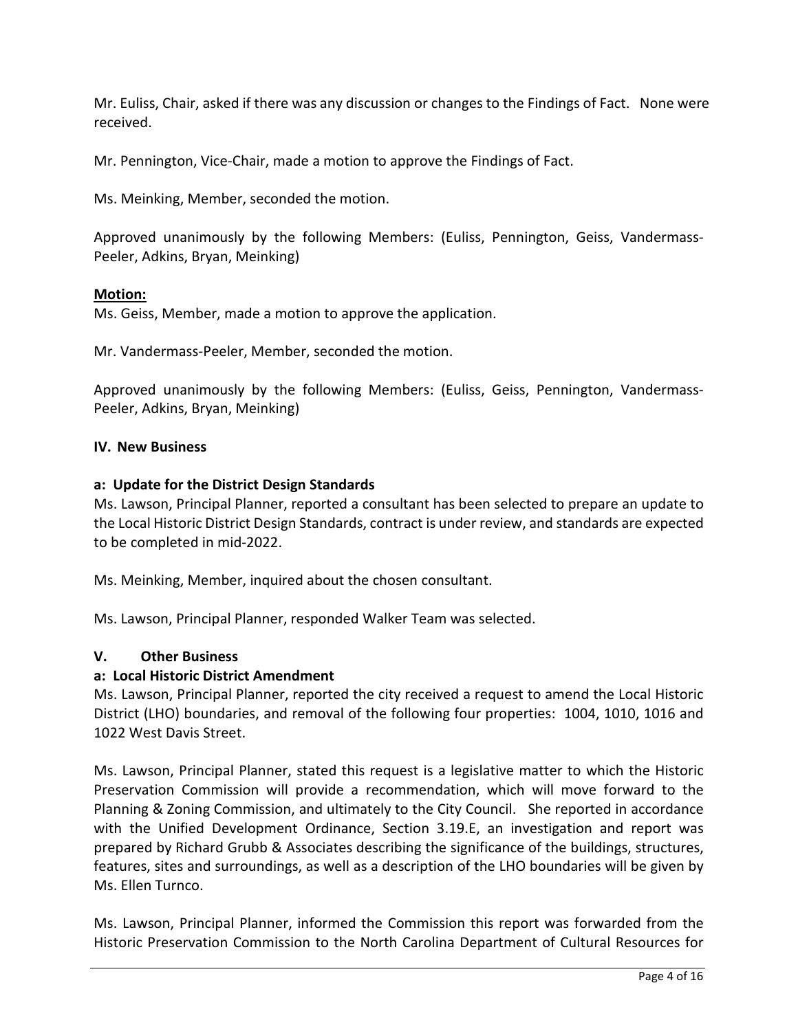Mr. Euliss, Chair, asked if there was any discussion or changes to the Findings of Fact. None were received.

Mr. Pennington, Vice-Chair, made a motion to approve the Findings of Fact.

Ms. Meinking, Member, seconded the motion.

Approved unanimously by the following Members: (Euliss, Pennington, Geiss, Vandermass-Peeler, Adkins, Bryan, Meinking)

**Motion:**

Ms. Geiss, Member, made a motion to approve the application.

Mr. Vandermass-Peeler, Member, seconded the motion.

Approved unanimously by the following Members: (Euliss, Geiss, Pennington, Vandermass-Peeler, Adkins, Bryan, Meinking)

**IV. New Business**

**a: Update for the District Design Standards**

Ms. Lawson, Principal Planner, reported a consultant has been selected to prepare an update to the Local Historic District Design Standards, contract is under review, and standards are expected to be completed in mid-2022.

Ms. Meinking, Member, inquired about the chosen consultant.

Ms. Lawson, Principal Planner, responded Walker Team was selected.

**V. Other Business**

**a: Local Historic District Amendment**

Ms. Lawson, Principal Planner, reported the city received a request to amend the Local Historic District (LHO) boundaries, and removal of the following four properties: 1004, 1010, 1016 and 1022 West Davis Street.

Ms. Lawson, Principal Planner, stated this request is a legislative matter to which the Historic Preservation Commission will provide a recommendation, which will move forward to the Planning & Zoning Commission, and ultimately to the City Council. She reported in accordance with the Unified Development Ordinance, Section 3.19.E, an investigation and report was prepared by Richard Grubb & Associates describing the significance of the buildings, structures, features, sites and surroundings, as well as a description of the LHO boundaries will be given by Ms. Ellen Turnco.

Ms. Lawson, Principal Planner, informed the Commission this report was forwarded from the Historic Preservation Commission to the North Carolina Department of Cultural Resources for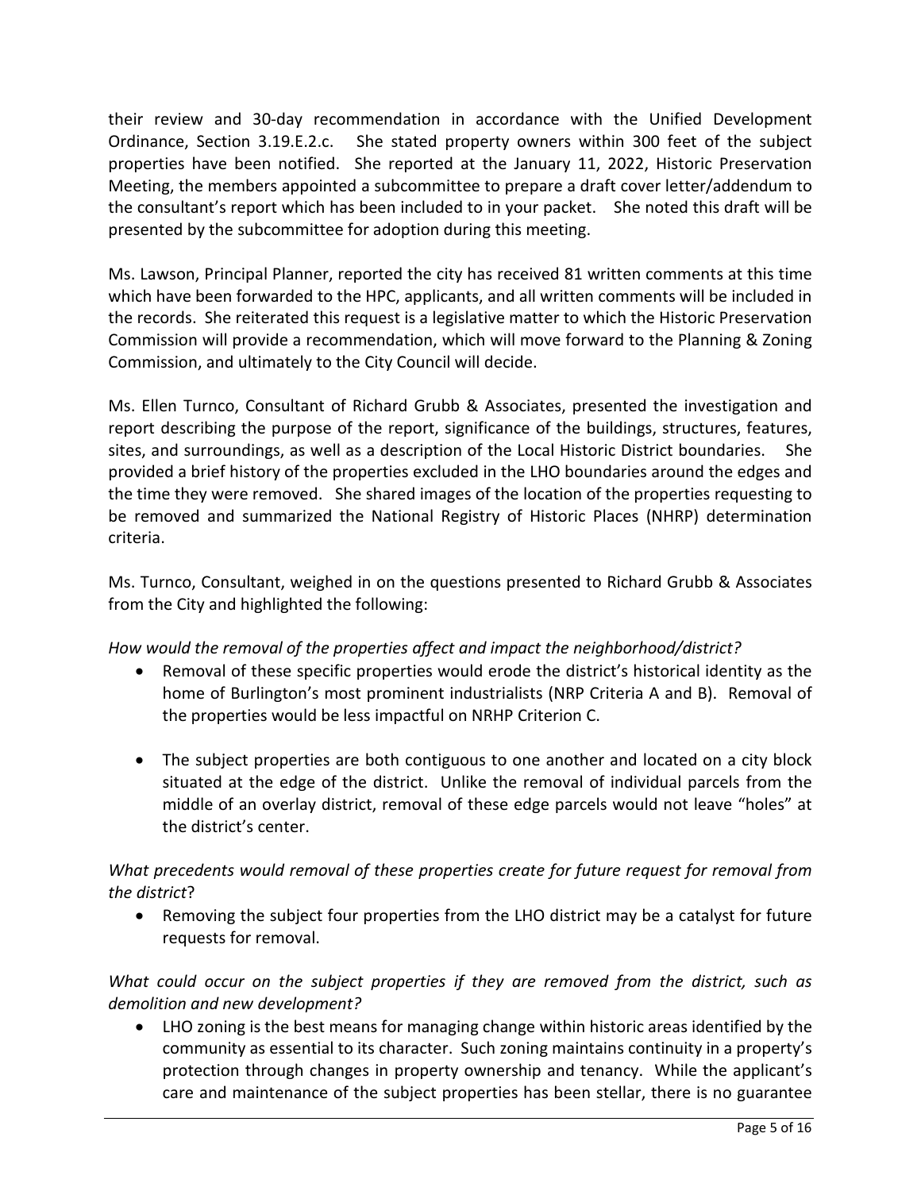their review and 30-day recommendation in accordance with the Unified Development Ordinance, Section 3.19.E.2.c. She stated property owners within 300 feet of the subject properties have been notified. She reported at the January 11, 2022, Historic Preservation Meeting, the members appointed a subcommittee to prepare a draft cover letter/addendum to the consultant's report which has been included to in your packet. She noted this draft will be presented by the subcommittee for adoption during this meeting.

Ms. Lawson, Principal Planner, reported the city has received 81 written comments at this time which have been forwarded to the HPC, applicants, and all written comments will be included in the records. She reiterated this request is a legislative matter to which the Historic Preservation Commission will provide a recommendation, which will move forward to the Planning & Zoning Commission, and ultimately to the City Council will decide.

Ms. Ellen Turnco, Consultant of Richard Grubb & Associates, presented the investigation and report describing the purpose of the report, significance of the buildings, structures, features, sites, and surroundings, as well as a description of the Local Historic District boundaries. She provided a brief history of the properties excluded in the LHO boundaries around the edges and the time they were removed. She shared images of the location of the properties requesting to be removed and summarized the National Registry of Historic Places (NHRP) determination criteria.

Ms. Turnco, Consultant, weighed in on the questions presented to Richard Grubb & Associates from the City and highlighted the following:

*How would the removal of the properties affect and impact the neighborhood/district?*

- Removal of these specific properties would erode the district's historical identity as the home of Burlington's most prominent industrialists (NRP Criteria A and B). Removal of the properties would be less impactful on NRHP Criterion C.
- The subject properties are both contiguous to one another and located on a city block situated at the edge of the district. Unlike the removal of individual parcels from the middle of an overlay district, removal of these edge parcels would not leave "holes" at the district's center.

*What precedents would removal of these properties create for future request for removal from the district*?

- Removing the subject four properties from the LHO district may be a catalyst for future requests for removal.

*What could occur on the subject properties if they are removed from the district, such as demolition and new development?*

- LHO zoning is the best means for managing change within historic areas identified by the community as essential to its character. Such zoning maintains continuity in a property's protection through changes in property ownership and tenancy. While the applicant's care and maintenance of the subject properties has been stellar, there is no guarantee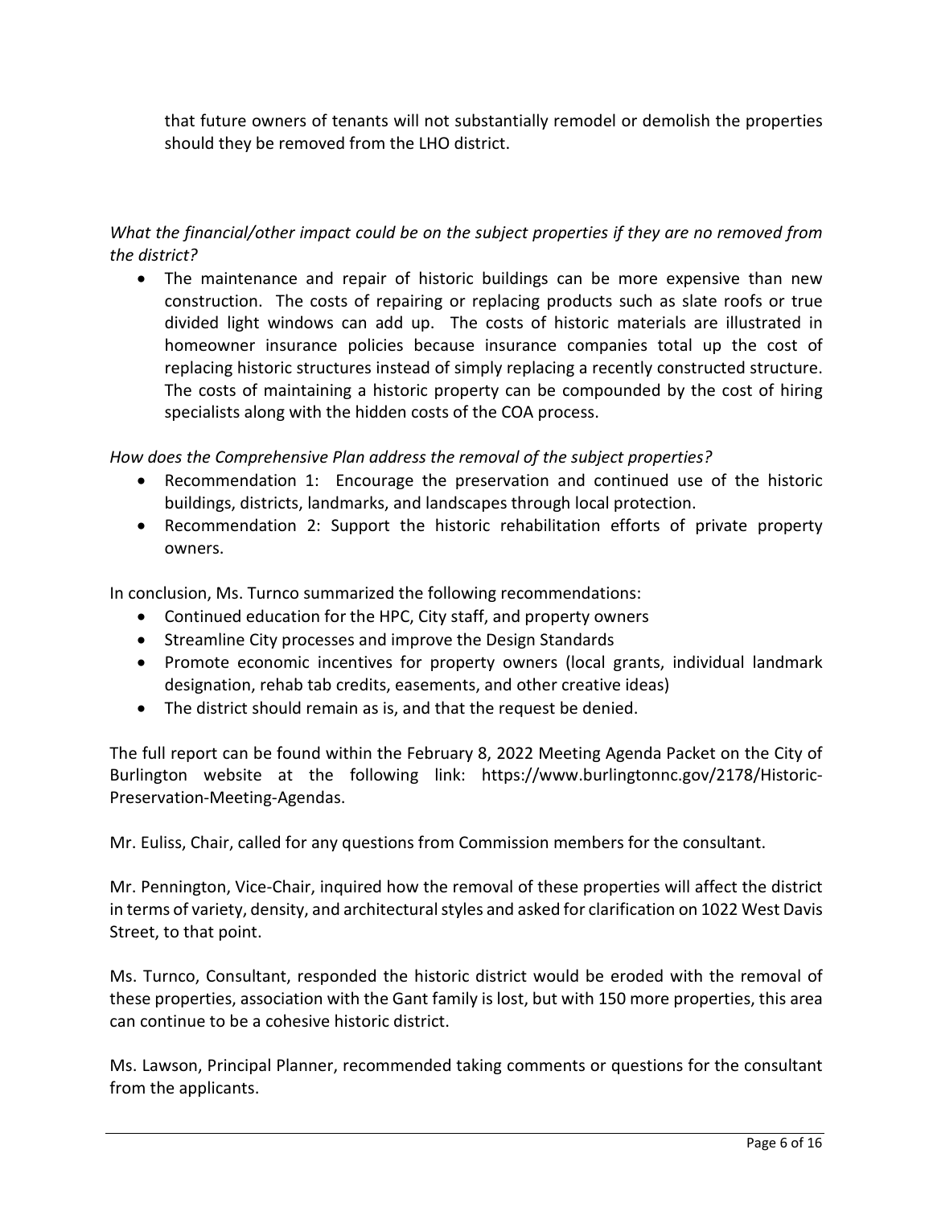that future owners of tenants will not substantially remodel or demolish the properties should they be removed from the LHO district.

*What the financial/other impact could be on the subject properties if they are no removed from the district?*

- The maintenance and repair of historic buildings can be more expensive than new construction. The costs of repairing or replacing products such as slate roofs or true divided light windows can add up. The costs of historic materials are illustrated in homeowner insurance policies because insurance companies total up the cost of replacing historic structures instead of simply replacing a recently constructed structure. The costs of maintaining a historic property can be compounded by the cost of hiring specialists along with the hidden costs of the COA process.

*How does the Comprehensive Plan address the removal of the subject properties?*

- Recommendation 1: Encourage the preservation and continued use of the historic buildings, districts, landmarks, and landscapes through local protection.
- Recommendation 2: Support the historic rehabilitation efforts of private property owners.

In conclusion, Ms. Turnco summarized the following recommendations:

- Continued education for the HPC, City staff, and property owners
- Streamline City processes and improve the Design Standards
- Promote economic incentives for property owners (local grants, individual landmark designation, rehab tab credits, easements, and other creative ideas)
- The district should remain as is, and that the request be denied.

The full report can be found within the February 8, 2022 Meeting Agenda Packet on the City of Burlington website at the following link: https://www.burlingtonnc.gov/2178/Historic-Preservation-Meeting-Agendas.

Mr. Euliss, Chair, called for any questions from Commission members for the consultant.

Mr. Pennington, Vice-Chair, inquired how the removal of these properties will affect the district in terms of variety, density, and architectural styles and asked for clarification on 1022 West Davis Street, to that point.

Ms. Turnco, Consultant, responded the historic district would be eroded with the removal of these properties, association with the Gant family is lost, but with 150 more properties, this area can continue to be a cohesive historic district.

Ms. Lawson, Principal Planner, recommended taking comments or questions for the consultant from the applicants.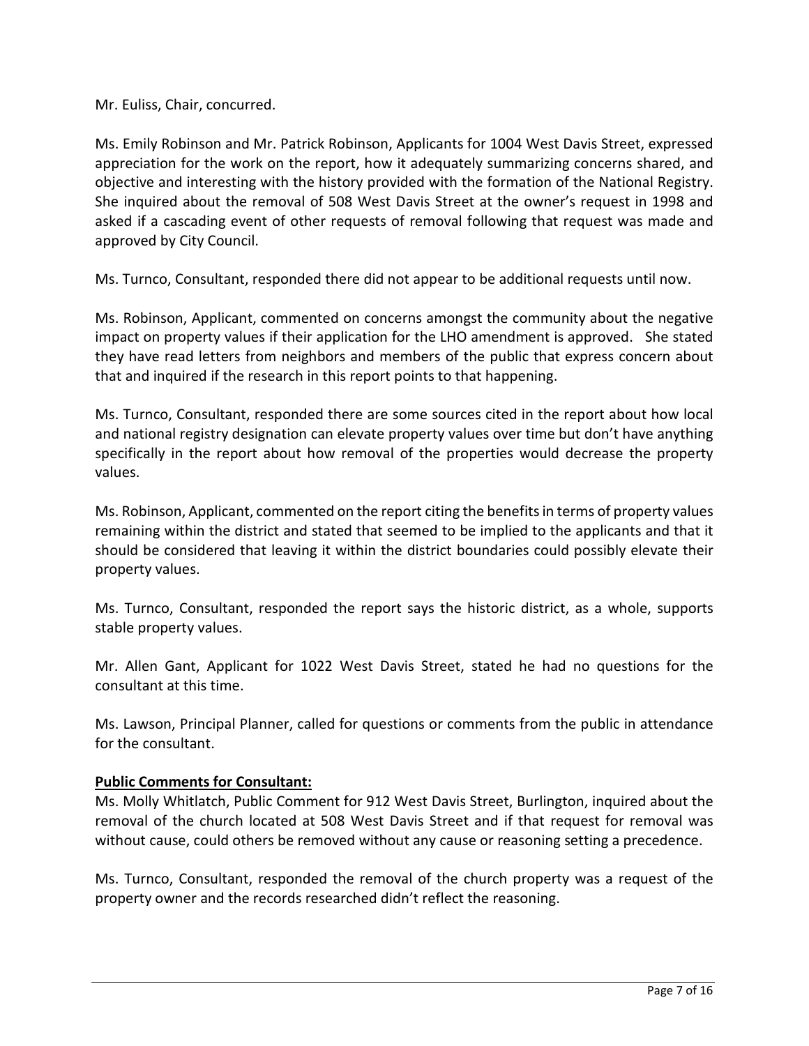Mr. Euliss, Chair, concurred.

Ms. Emily Robinson and Mr. Patrick Robinson, Applicants for 1004 West Davis Street, expressed appreciation for the work on the report, how it adequately summarizing concerns shared, and objective and interesting with the history provided with the formation of the National Registry. She inquired about the removal of 508 West Davis Street at the owner's request in 1998 and asked if a cascading event of other requests of removal following that request was made and approved by City Council.

Ms. Turnco, Consultant, responded there did not appear to be additional requests until now.

Ms. Robinson, Applicant, commented on concerns amongst the community about the negative impact on property values if their application for the LHO amendment is approved. She stated they have read letters from neighbors and members of the public that express concern about that and inquired if the research in this report points to that happening.

Ms. Turnco, Consultant, responded there are some sources cited in the report about how local and national registry designation can elevate property values over time but don't have anything specifically in the report about how removal of the properties would decrease the property values.

Ms. Robinson, Applicant, commented on the report citing the benefits in terms of property values remaining within the district and stated that seemed to be implied to the applicants and that it should be considered that leaving it within the district boundaries could possibly elevate their property values.

Ms. Turnco, Consultant, responded the report says the historic district, as a whole, supports stable property values.

Mr. Allen Gant, Applicant for 1022 West Davis Street, stated he had no questions for the consultant at this time.

Ms. Lawson, Principal Planner, called for questions or comments from the public in attendance for the consultant.

**Public Comments for Consultant:**

Ms. Molly Whitlatch, Public Comment for 912 West Davis Street, Burlington, inquired about the removal of the church located at 508 West Davis Street and if that request for removal was without cause, could others be removed without any cause or reasoning setting a precedence.

Ms. Turnco, Consultant, responded the removal of the church property was a request of the property owner and the records researched didn't reflect the reasoning.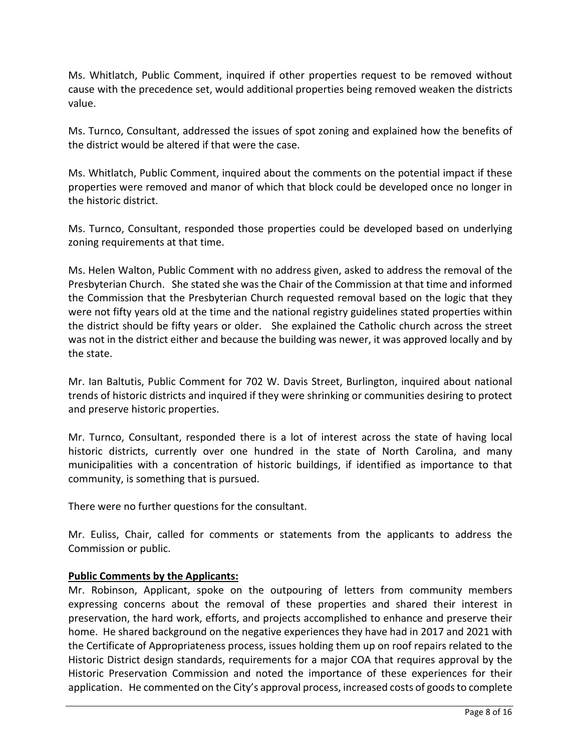Ms. Whitlatch, Public Comment, inquired if other properties request to be removed without cause with the precedence set, would additional properties being removed weaken the districts value.

Ms. Turnco, Consultant, addressed the issues of spot zoning and explained how the benefits of the district would be altered if that were the case.

Ms. Whitlatch, Public Comment, inquired about the comments on the potential impact if these properties were removed and manor of which that block could be developed once no longer in the historic district.

Ms. Turnco, Consultant, responded those properties could be developed based on underlying zoning requirements at that time.

Ms. Helen Walton, Public Comment with no address given, asked to address the removal of the Presbyterian Church. She stated she was the Chair of the Commission at that time and informed the Commission that the Presbyterian Church requested removal based on the logic that they were not fifty years old at the time and the national registry guidelines stated properties within the district should be fifty years or older. She explained the Catholic church across the street was not in the district either and because the building was newer, it was approved locally and by the state.

Mr. Ian Baltutis, Public Comment for 702 W. Davis Street, Burlington, inquired about national trends of historic districts and inquired if they were shrinking or communities desiring to protect and preserve historic properties.

Mr. Turnco, Consultant, responded there is a lot of interest across the state of having local historic districts, currently over one hundred in the state of North Carolina, and many municipalities with a concentration of historic buildings, if identified as importance to that community, is something that is pursued.

There were no further questions for the consultant.

Mr. Euliss, Chair, called for comments or statements from the applicants to address the Commission or public.

**Public Comments by the Applicants:**

Mr. Robinson, Applicant, spoke on the outpouring of letters from community members expressing concerns about the removal of these properties and shared their interest in preservation, the hard work, efforts, and projects accomplished to enhance and preserve their home. He shared background on the negative experiences they have had in 2017 and 2021 with the Certificate of Appropriateness process, issues holding them up on roof repairs related to the Historic District design standards, requirements for a major COA that requires approval by the Historic Preservation Commission and noted the importance of these experiences for their application. He commented on the City's approval process, increased costs of goods to complete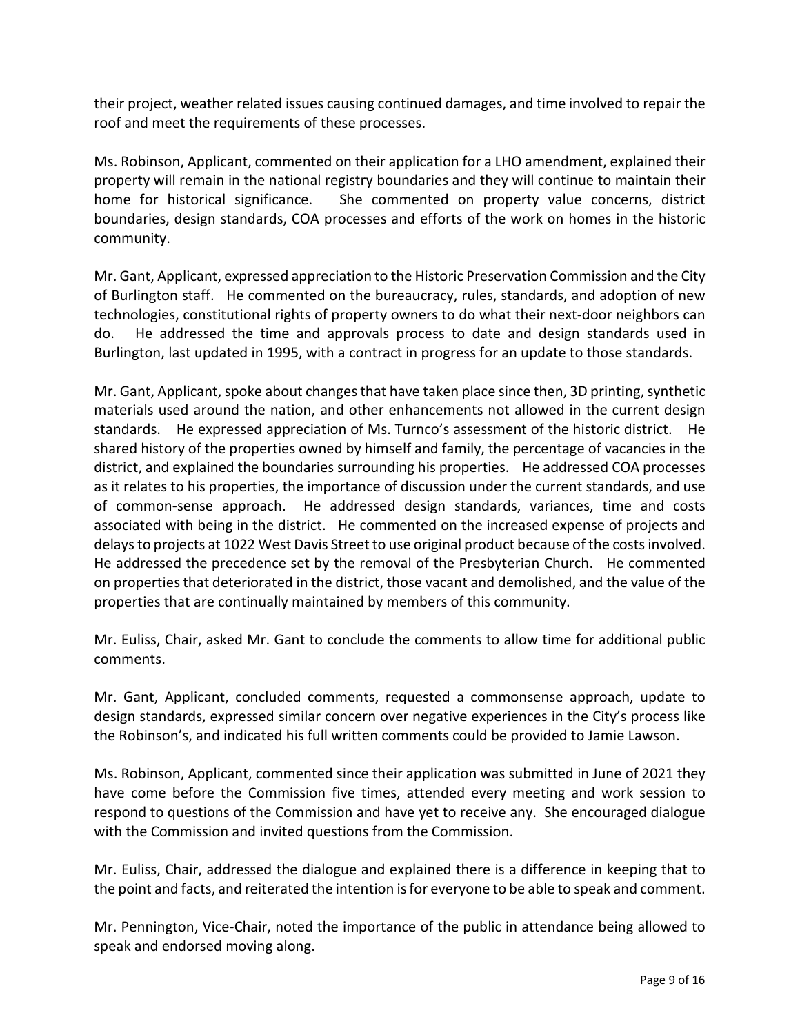their project, weather related issues causing continued damages, and time involved to repair the roof and meet the requirements of these processes.

Ms. Robinson, Applicant, commented on their application for a LHO amendment, explained their property will remain in the national registry boundaries and they will continue to maintain their home for historical significance. She commented on property value concerns, district boundaries, design standards, COA processes and efforts of the work on homes in the historic community.

Mr. Gant, Applicant, expressed appreciation to the Historic Preservation Commission and the City of Burlington staff. He commented on the bureaucracy, rules, standards, and adoption of new technologies, constitutional rights of property owners to do what their next-door neighbors can do. He addressed the time and approvals process to date and design standards used in Burlington, last updated in 1995, with a contract in progress for an update to those standards.

Mr. Gant, Applicant, spoke about changes that have taken place since then, 3D printing, synthetic materials used around the nation, and other enhancements not allowed in the current design standards. He expressed appreciation of Ms. Turnco's assessment of the historic district. He shared history of the properties owned by himself and family, the percentage of vacancies in the district, and explained the boundaries surrounding his properties. He addressed COA processes as it relates to his properties, the importance of discussion under the current standards, and use of common-sense approach. He addressed design standards, variances, time and costs associated with being in the district. He commented on the increased expense of projects and delays to projects at 1022 West Davis Street to use original product because of the costs involved. He addressed the precedence set by the removal of the Presbyterian Church. He commented on properties that deteriorated in the district, those vacant and demolished, and the value of the properties that are continually maintained by members of this community.

Mr. Euliss, Chair, asked Mr. Gant to conclude the comments to allow time for additional public comments.

Mr. Gant, Applicant, concluded comments, requested a commonsense approach, update to design standards, expressed similar concern over negative experiences in the City's process like the Robinson's, and indicated his full written comments could be provided to Jamie Lawson.

Ms. Robinson, Applicant, commented since their application was submitted in June of 2021 they have come before the Commission five times, attended every meeting and work session to respond to questions of the Commission and have yet to receive any. She encouraged dialogue with the Commission and invited questions from the Commission.

Mr. Euliss, Chair, addressed the dialogue and explained there is a difference in keeping that to the point and facts, and reiterated the intention is for everyone to be able to speak and comment.

Mr. Pennington, Vice-Chair, noted the importance of the public in attendance being allowed to speak and endorsed moving along.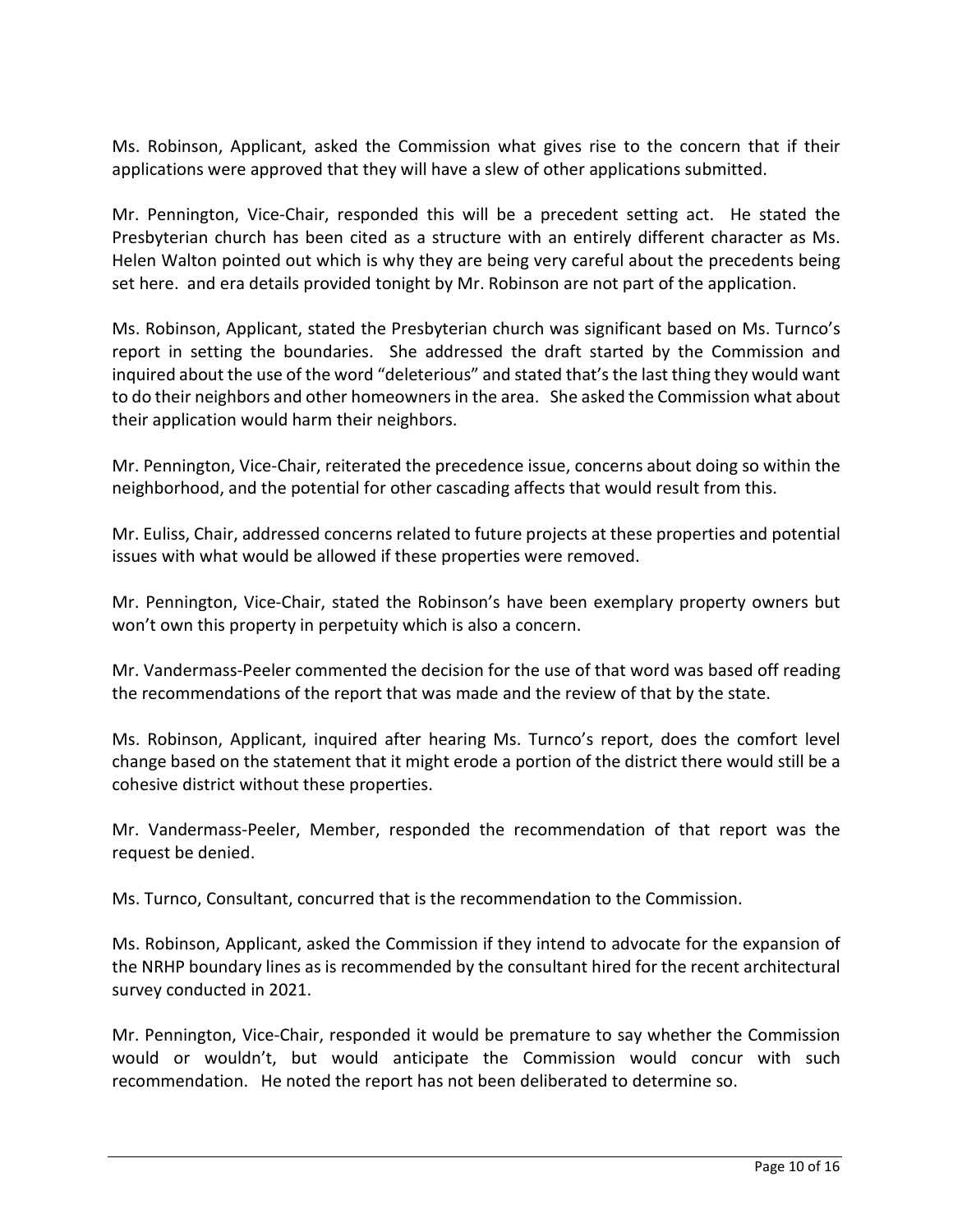Ms. Robinson, Applicant, asked the Commission what gives rise to the concern that if their applications were approved that they will have a slew of other applications submitted.

Mr. Pennington, Vice-Chair, responded this will be a precedent setting act. He stated the Presbyterian church has been cited as a structure with an entirely different character as Ms. Helen Walton pointed out which is why they are being very careful about the precedents being set here. and era details provided tonight by Mr. Robinson are not part of the application.

Ms. Robinson, Applicant, stated the Presbyterian church was significant based on Ms. Turnco's report in setting the boundaries. She addressed the draft started by the Commission and inquired about the use of the word "deleterious" and stated that's the last thing they would want to do their neighbors and other homeowners in the area. She asked the Commission what about their application would harm their neighbors.

Mr. Pennington, Vice-Chair, reiterated the precedence issue, concerns about doing so within the neighborhood, and the potential for other cascading affects that would result from this.

Mr. Euliss, Chair, addressed concerns related to future projects at these properties and potential issues with what would be allowed if these properties were removed.

Mr. Pennington, Vice-Chair, stated the Robinson's have been exemplary property owners but won't own this property in perpetuity which is also a concern.

Mr. Vandermass-Peeler commented the decision for the use of that word was based off reading the recommendations of the report that was made and the review of that by the state.

Ms. Robinson, Applicant, inquired after hearing Ms. Turnco's report, does the comfort level change based on the statement that it might erode a portion of the district there would still be a cohesive district without these properties.

Mr. Vandermass-Peeler, Member, responded the recommendation of that report was the request be denied.

Ms. Turnco, Consultant, concurred that is the recommendation to the Commission.

Ms. Robinson, Applicant, asked the Commission if they intend to advocate for the expansion of the NRHP boundary lines as is recommended by the consultant hired for the recent architectural survey conducted in 2021.

Mr. Pennington, Vice-Chair, responded it would be premature to say whether the Commission would or wouldn't, but would anticipate the Commission would concur with such recommendation. He noted the report has not been deliberated to determine so.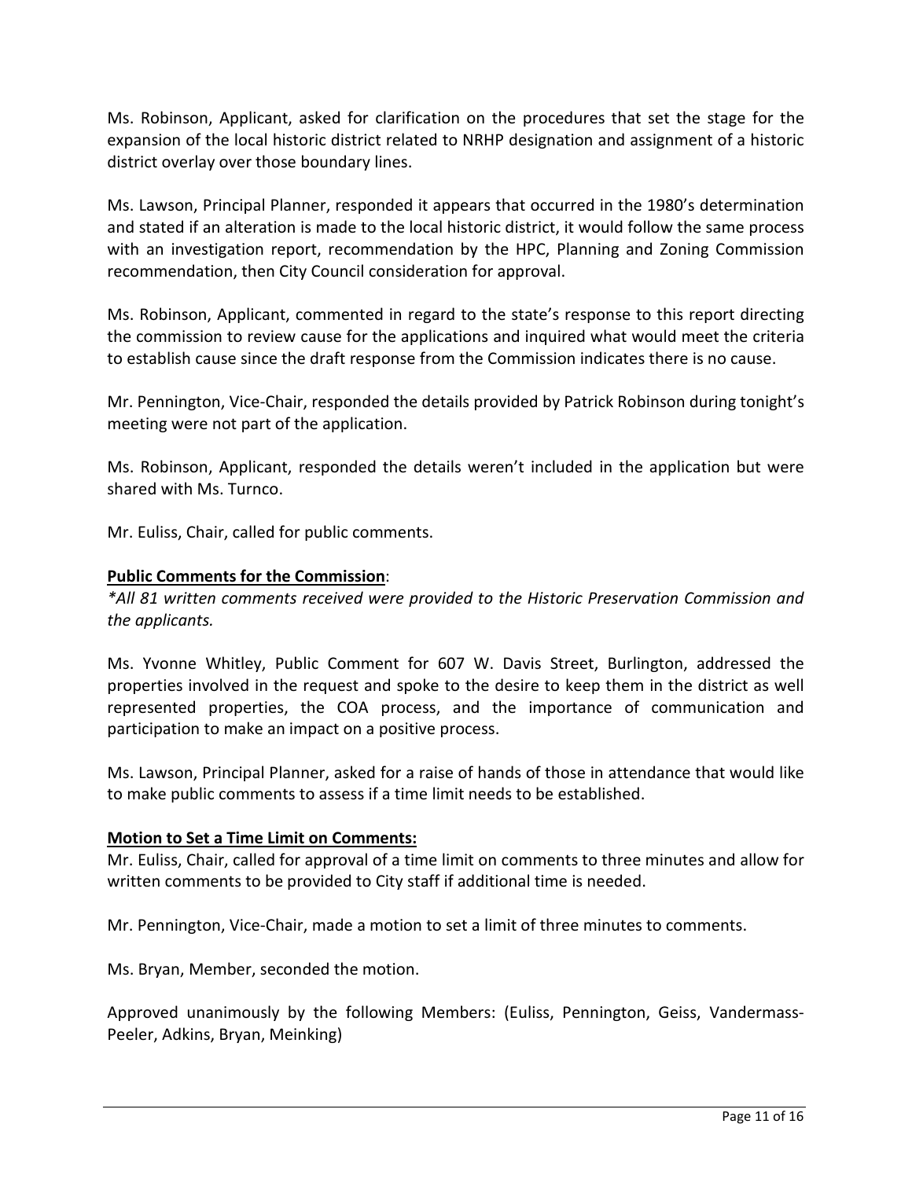Ms. Robinson, Applicant, asked for clarification on the procedures that set the stage for the expansion of the local historic district related to NRHP designation and assignment of a historic district overlay over those boundary lines.

Ms. Lawson, Principal Planner, responded it appears that occurred in the 1980's determination and stated if an alteration is made to the local historic district, it would follow the same process with an investigation report, recommendation by the HPC, Planning and Zoning Commission recommendation, then City Council consideration for approval.

Ms. Robinson, Applicant, commented in regard to the state's response to this report directing the commission to review cause for the applications and inquired what would meet the criteria to establish cause since the draft response from the Commission indicates there is no cause.

Mr. Pennington, Vice-Chair, responded the details provided by Patrick Robinson during tonight's meeting were not part of the application.

Ms. Robinson, Applicant, responded the details weren't included in the application but were shared with Ms. Turnco.

Mr. Euliss, Chair, called for public comments.

**Public Comments for the Commission**:

*\*All 81 written comments received were provided to the Historic Preservation Commission and the applicants.*

Ms. Yvonne Whitley, Public Comment for 607 W. Davis Street, Burlington, addressed the properties involved in the request and spoke to the desire to keep them in the district as well represented properties, the COA process, and the importance of communication and participation to make an impact on a positive process.

Ms. Lawson, Principal Planner, asked for a raise of hands of those in attendance that would like to make public comments to assess if a time limit needs to be established.

**Motion to Set a Time Limit on Comments:**

Mr. Euliss, Chair, called for approval of a time limit on comments to three minutes and allow for written comments to be provided to City staff if additional time is needed.

Mr. Pennington, Vice-Chair, made a motion to set a limit of three minutes to comments.

Ms. Bryan, Member, seconded the motion.

Approved unanimously by the following Members: (Euliss, Pennington, Geiss, Vandermass-Peeler, Adkins, Bryan, Meinking)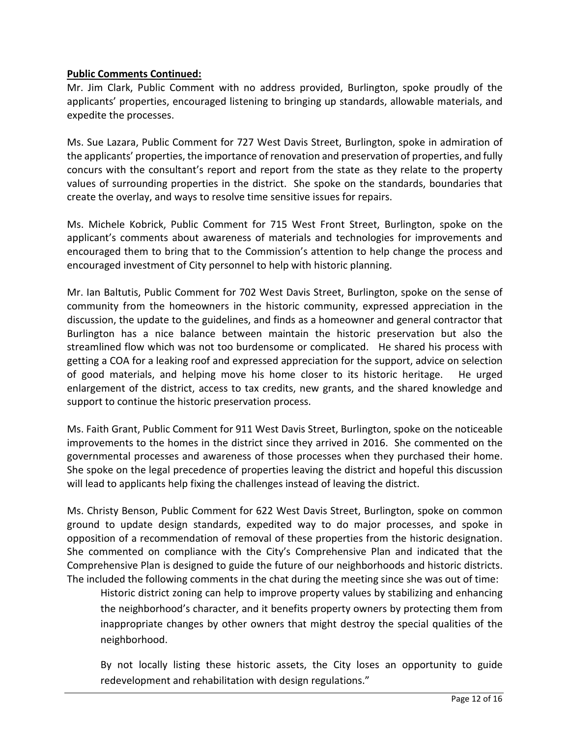**Public Comments Continued:**

Mr. Jim Clark, Public Comment with no address provided, Burlington, spoke proudly of the applicants' properties, encouraged listening to bringing up standards, allowable materials, and expedite the processes.

Ms. Sue Lazara, Public Comment for 727 West Davis Street, Burlington, spoke in admiration of the applicants' properties, the importance of renovation and preservation of properties, and fully concurs with the consultant's report and report from the state as they relate to the property values of surrounding properties in the district. She spoke on the standards, boundaries that create the overlay, and ways to resolve time sensitive issues for repairs.

Ms. Michele Kobrick, Public Comment for 715 West Front Street, Burlington, spoke on the applicant's comments about awareness of materials and technologies for improvements and encouraged them to bring that to the Commission's attention to help change the process and encouraged investment of City personnel to help with historic planning.

Mr. Ian Baltutis, Public Comment for 702 West Davis Street, Burlington, spoke on the sense of community from the homeowners in the historic community, expressed appreciation in the discussion, the update to the guidelines, and finds as a homeowner and general contractor that Burlington has a nice balance between maintain the historic preservation but also the streamlined flow which was not too burdensome or complicated. He shared his process with getting a COA for a leaking roof and expressed appreciation for the support, advice on selection of good materials, and helping move his home closer to its historic heritage. He urged enlargement of the district, access to tax credits, new grants, and the shared knowledge and support to continue the historic preservation process.

Ms. Faith Grant, Public Comment for 911 West Davis Street, Burlington, spoke on the noticeable improvements to the homes in the district since they arrived in 2016. She commented on the governmental processes and awareness of those processes when they purchased their home. She spoke on the legal precedence of properties leaving the district and hopeful this discussion will lead to applicants help fixing the challenges instead of leaving the district.

Ms. Christy Benson, Public Comment for 622 West Davis Street, Burlington, spoke on common ground to update design standards, expedited way to do major processes, and spoke in opposition of a recommendation of removal of these properties from the historic designation. She commented on compliance with the City's Comprehensive Plan and indicated that the Comprehensive Plan is designed to guide the future of our neighborhoods and historic districts. The included the following comments in the chat during the meeting since she was out of time:

> Historic district zoning can help to improve property values by stabilizing and enhancing the neighborhood's character, and it benefits property owners by protecting them from inappropriate changes by other owners that might destroy the special qualities of the neighborhood.
>
> By not locally listing these historic assets, the City loses an opportunity to guide redevelopment and rehabilitation with design regulations."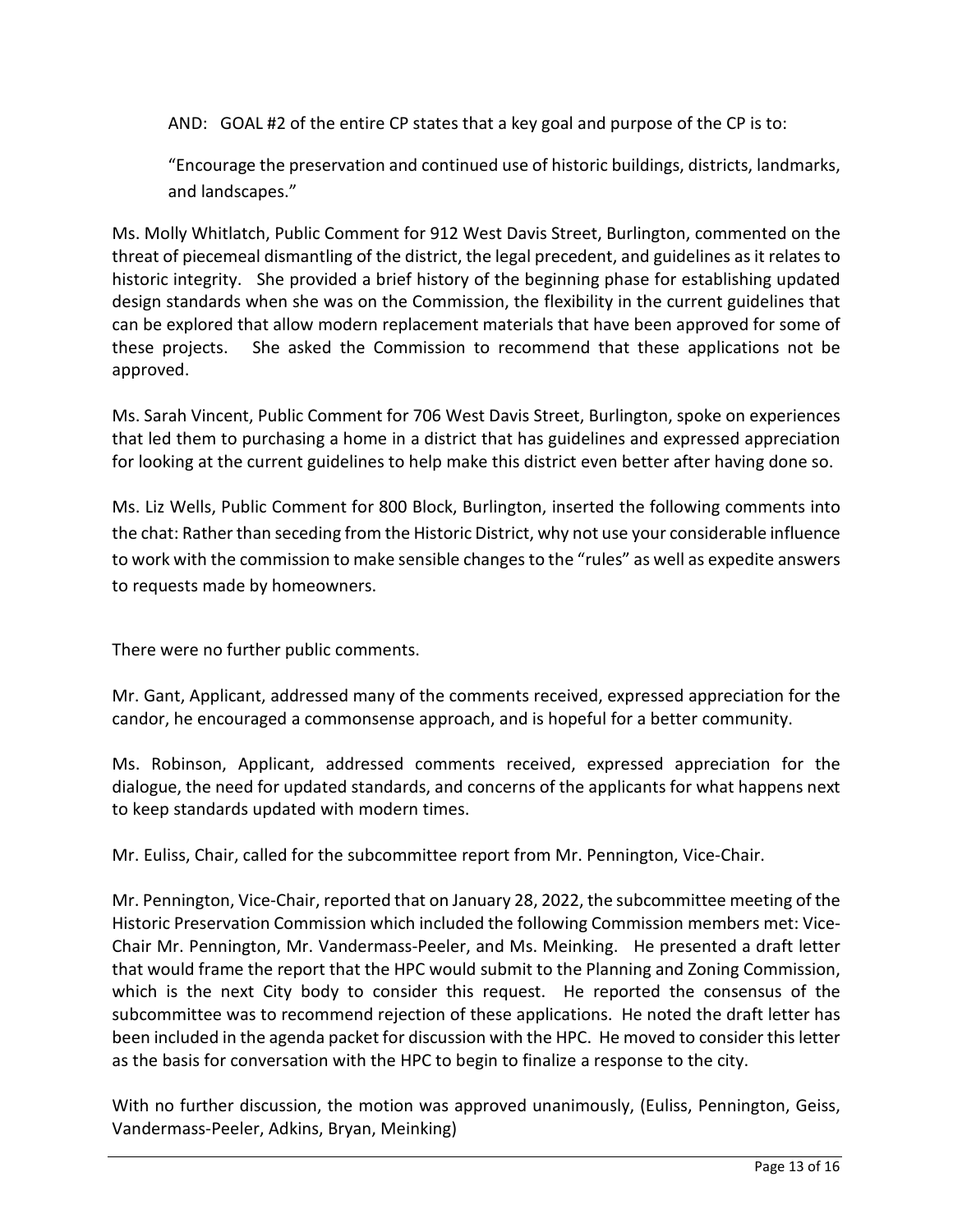AND: GOAL #2 of the entire CP states that a key goal and purpose of the CP is to:

"Encourage the preservation and continued use of historic buildings, districts, landmarks, and landscapes."

Ms. Molly Whitlatch, Public Comment for 912 West Davis Street, Burlington, commented on the threat of piecemeal dismantling of the district, the legal precedent, and guidelines as it relates to historic integrity. She provided a brief history of the beginning phase for establishing updated design standards when she was on the Commission, the flexibility in the current guidelines that can be explored that allow modern replacement materials that have been approved for some of these projects. She asked the Commission to recommend that these applications not be approved.

Ms. Sarah Vincent, Public Comment for 706 West Davis Street, Burlington, spoke on experiences that led them to purchasing a home in a district that has guidelines and expressed appreciation for looking at the current guidelines to help make this district even better after having done so.

Ms. Liz Wells, Public Comment for 800 Block, Burlington, inserted the following comments into the chat: Rather than seceding from the Historic District, why not use your considerable influence to work with the commission to make sensible changes to the "rules" as well as expedite answers to requests made by homeowners.

There were no further public comments.

Mr. Gant, Applicant, addressed many of the comments received, expressed appreciation for the candor, he encouraged a commonsense approach, and is hopeful for a better community.

Ms. Robinson, Applicant, addressed comments received, expressed appreciation for the dialogue, the need for updated standards, and concerns of the applicants for what happens next to keep standards updated with modern times.

Mr. Euliss, Chair, called for the subcommittee report from Mr. Pennington, Vice-Chair.

Mr. Pennington, Vice-Chair, reported that on January 28, 2022, the subcommittee meeting of the Historic Preservation Commission which included the following Commission members met: Vice-Chair Mr. Pennington, Mr. Vandermass-Peeler, and Ms. Meinking. He presented a draft letter that would frame the report that the HPC would submit to the Planning and Zoning Commission, which is the next City body to consider this request. He reported the consensus of the subcommittee was to recommend rejection of these applications. He noted the draft letter has been included in the agenda packet for discussion with the HPC. He moved to consider this letter as the basis for conversation with the HPC to begin to finalize a response to the city.

With no further discussion, the motion was approved unanimously, (Euliss, Pennington, Geiss, Vandermass-Peeler, Adkins, Bryan, Meinking)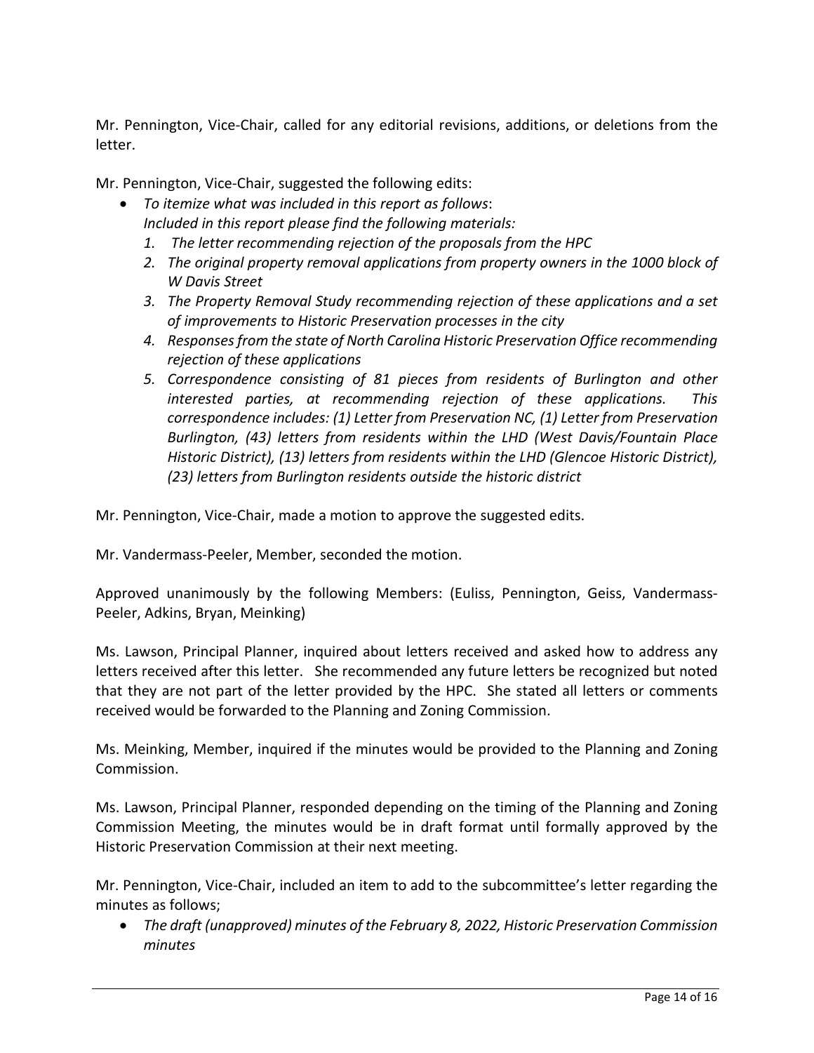Mr. Pennington, Vice-Chair, called for any editorial revisions, additions, or deletions from the letter.

Mr. Pennington, Vice-Chair, suggested the following edits:

- *To itemize what was included in this report as follows*:
  *Included in this report please find the following materials:*
  1. *The letter recommending rejection of the proposals from the HPC*
  2. *The original property removal applications from property owners in the 1000 block of W Davis Street*
  3. *The Property Removal Study recommending rejection of these applications and a set of improvements to Historic Preservation processes in the city*
  4. *Responses from the state of North Carolina Historic Preservation Office recommending rejection of these applications*
  5. *Correspondence consisting of 81 pieces from residents of Burlington and other interested parties, at recommending rejection of these applications. This correspondence includes: (1) Letter from Preservation NC, (1) Letter from Preservation Burlington, (43) letters from residents within the LHD (West Davis/Fountain Place Historic District), (13) letters from residents within the LHD (Glencoe Historic District), (23) letters from Burlington residents outside the historic district*

Mr. Pennington, Vice-Chair, made a motion to approve the suggested edits.

Mr. Vandermass-Peeler, Member, seconded the motion.

Approved unanimously by the following Members: (Euliss, Pennington, Geiss, Vandermass-Peeler, Adkins, Bryan, Meinking)

Ms. Lawson, Principal Planner, inquired about letters received and asked how to address any letters received after this letter. She recommended any future letters be recognized but noted that they are not part of the letter provided by the HPC. She stated all letters or comments received would be forwarded to the Planning and Zoning Commission.

Ms. Meinking, Member, inquired if the minutes would be provided to the Planning and Zoning Commission.

Ms. Lawson, Principal Planner, responded depending on the timing of the Planning and Zoning Commission Meeting, the minutes would be in draft format until formally approved by the Historic Preservation Commission at their next meeting.

Mr. Pennington, Vice-Chair, included an item to add to the subcommittee's letter regarding the minutes as follows;

- *The draft (unapproved) minutes of the February 8, 2022, Historic Preservation Commission minutes*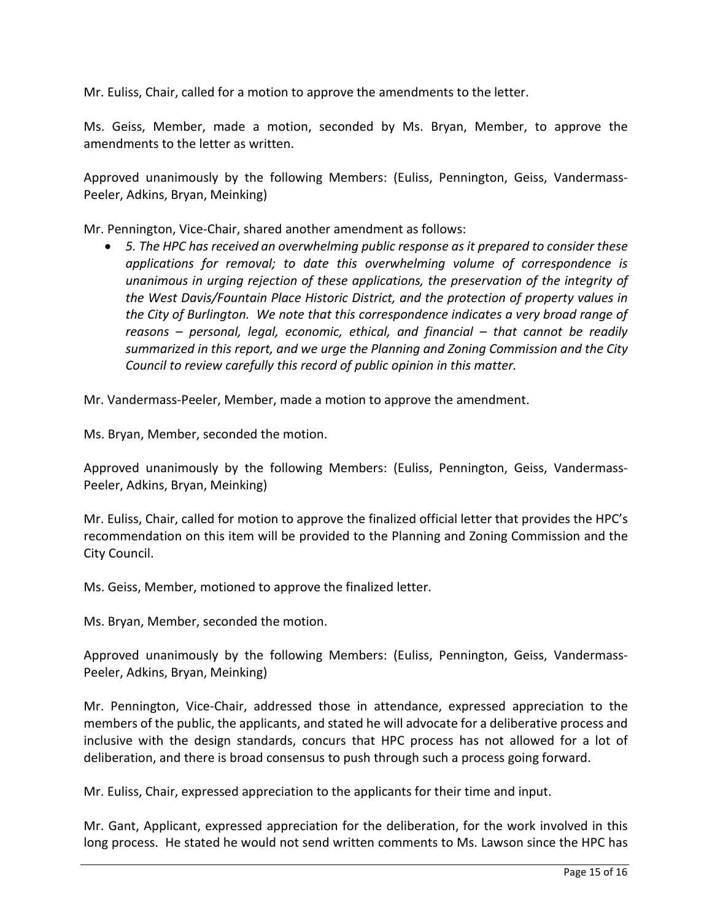Mr. Euliss, Chair, called for a motion to approve the amendments to the letter.

Ms. Geiss, Member, made a motion, seconded by Ms. Bryan, Member, to approve the amendments to the letter as written.

Approved unanimously by the following Members: (Euliss, Pennington, Geiss, Vandermass-Peeler, Adkins, Bryan, Meinking)

Mr. Pennington, Vice-Chair, shared another amendment as follows:

- *5. The HPC has received an overwhelming public response as it prepared to consider these applications for removal; to date this overwhelming volume of correspondence is unanimous in urging rejection of these applications, the preservation of the integrity of the West Davis/Fountain Place Historic District, and the protection of property values in the City of Burlington. We note that this correspondence indicates a very broad range of reasons – personal, legal, economic, ethical, and financial – that cannot be readily summarized in this report, and we urge the Planning and Zoning Commission and the City Council to review carefully this record of public opinion in this matter.*

Mr. Vandermass-Peeler, Member, made a motion to approve the amendment.

Ms. Bryan, Member, seconded the motion.

Approved unanimously by the following Members: (Euliss, Pennington, Geiss, Vandermass-Peeler, Adkins, Bryan, Meinking)

Mr. Euliss, Chair, called for motion to approve the finalized official letter that provides the HPC's recommendation on this item will be provided to the Planning and Zoning Commission and the City Council.

Ms. Geiss, Member, motioned to approve the finalized letter.

Ms. Bryan, Member, seconded the motion.

Approved unanimously by the following Members: (Euliss, Pennington, Geiss, Vandermass-Peeler, Adkins, Bryan, Meinking)

Mr. Pennington, Vice-Chair, addressed those in attendance, expressed appreciation to the members of the public, the applicants, and stated he will advocate for a deliberative process and inclusive with the design standards, concurs that HPC process has not allowed for a lot of deliberation, and there is broad consensus to push through such a process going forward.

Mr. Euliss, Chair, expressed appreciation to the applicants for their time and input.

Mr. Gant, Applicant, expressed appreciation for the deliberation, for the work involved in this long process. He stated he would not send written comments to Ms. Lawson since the HPC has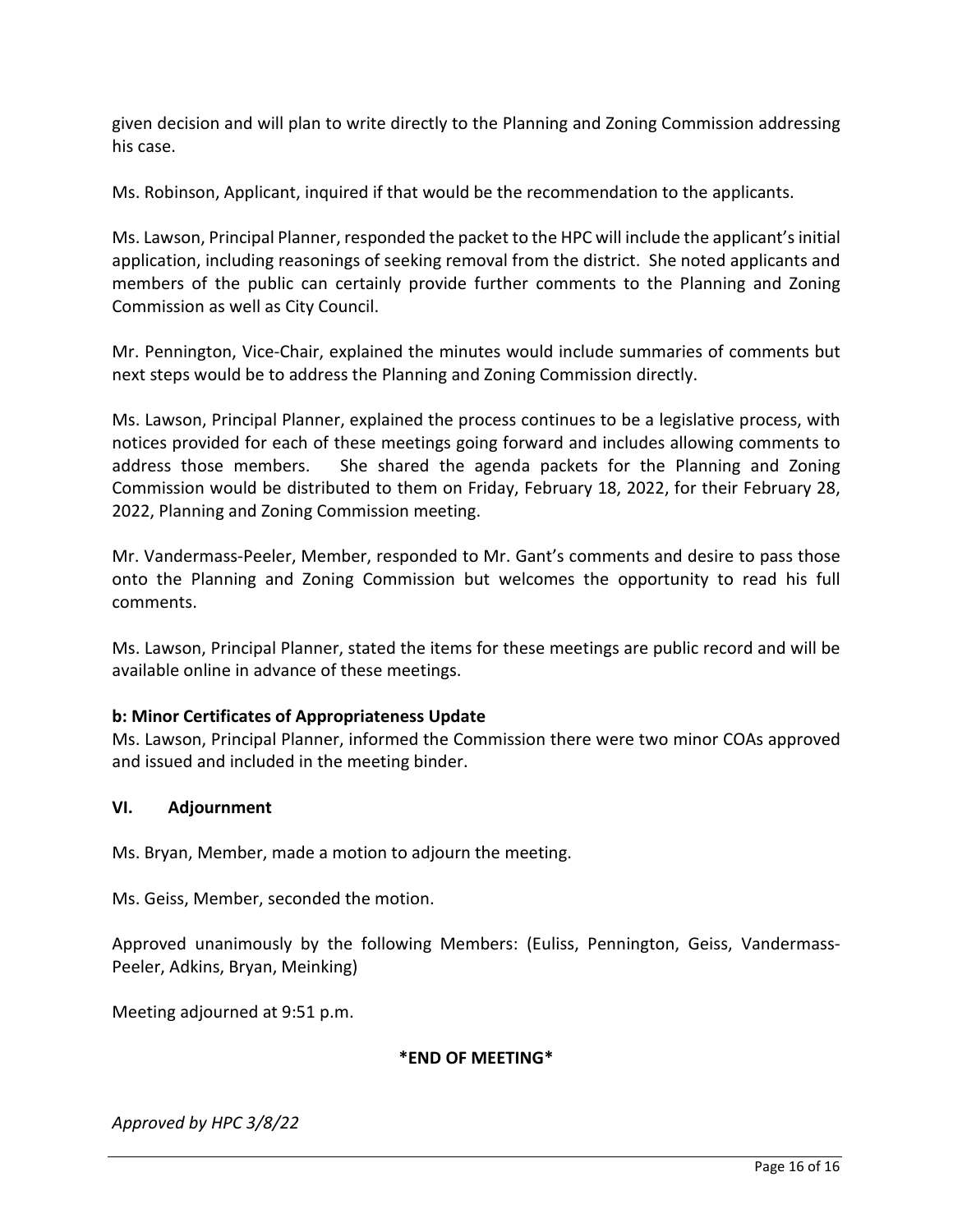given decision and will plan to write directly to the Planning and Zoning Commission addressing his case.

Ms. Robinson, Applicant, inquired if that would be the recommendation to the applicants.

Ms. Lawson, Principal Planner, responded the packet to the HPC will include the applicant's initial application, including reasonings of seeking removal from the district. She noted applicants and members of the public can certainly provide further comments to the Planning and Zoning Commission as well as City Council.

Mr. Pennington, Vice-Chair, explained the minutes would include summaries of comments but next steps would be to address the Planning and Zoning Commission directly.

Ms. Lawson, Principal Planner, explained the process continues to be a legislative process, with notices provided for each of these meetings going forward and includes allowing comments to address those members. She shared the agenda packets for the Planning and Zoning Commission would be distributed to them on Friday, February 18, 2022, for their February 28, 2022, Planning and Zoning Commission meeting.

Mr. Vandermass-Peeler, Member, responded to Mr. Gant's comments and desire to pass those onto the Planning and Zoning Commission but welcomes the opportunity to read his full comments.

Ms. Lawson, Principal Planner, stated the items for these meetings are public record and will be available online in advance of these meetings.

**b: Minor Certificates of Appropriateness Update**

Ms. Lawson, Principal Planner, informed the Commission there were two minor COAs approved and issued and included in the meeting binder.

## VI. Adjournment

Ms. Bryan, Member, made a motion to adjourn the meeting.

Ms. Geiss, Member, seconded the motion.

Approved unanimously by the following Members: (Euliss, Pennington, Geiss, Vandermass-Peeler, Adkins, Bryan, Meinking)

Meeting adjourned at 9:51 p.m.

**\*END OF MEETING\***

*Approved by HPC 3/8/22*